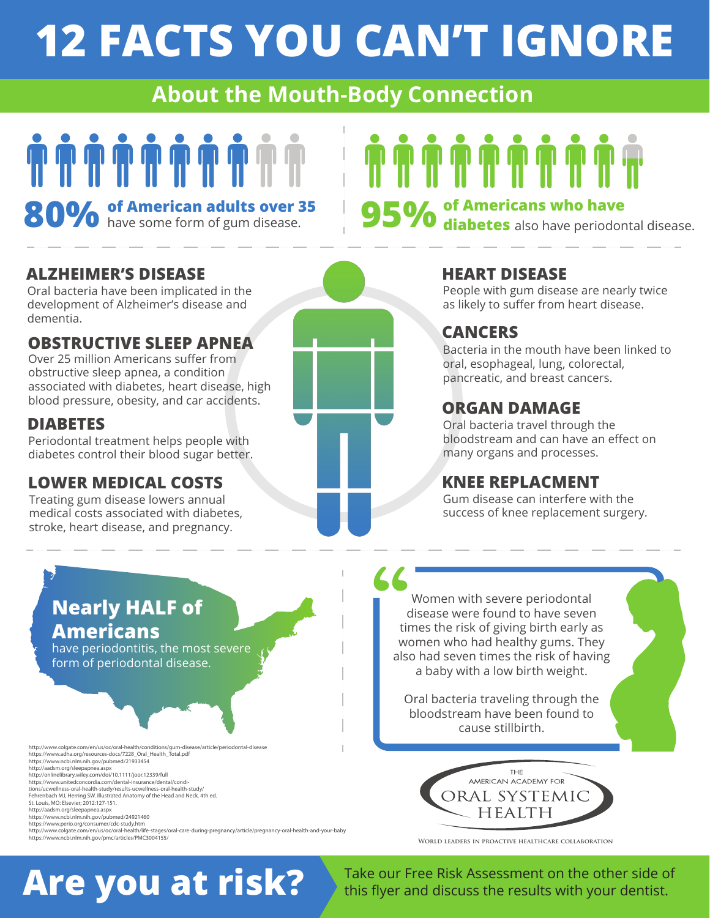# 12 FACTS YOU CAN'T IGNORE

## About the Mouth-Body Connection

**80%** **of American adults over 35** have some form of gum disease.

**95%** **of Americans who have diabetes** also have periodontal disease.

### ALZHEIMER'S DISEASE

Oral bacteria have been implicated in the development of Alzheimer's disease and dementia.

### OBSTRUCTIVE SLEEP APNEA

Over 25 million Americans suffer from obstructive sleep apnea, a condition associated with diabetes, heart disease, high blood pressure, obesity, and car accidents.

### DIABETES

Periodontal treatment helps people with diabetes control their blood sugar better.

### LOWER MEDICAL COSTS

Treating gum disease lowers annual medical costs associated with diabetes, stroke, heart disease, and pregnancy.

### HEART DISEASE

People with gum disease are nearly twice as likely to suffer from heart disease.

### CANCERS

Bacteria in the mouth have been linked to oral, esophageal, lung, colorectal, pancreatic, and breast cancers.

### ORGAN DAMAGE

Oral bacteria travel through the bloodstream and can have an effect on many organs and processes.

### KNEE REPLACMENT

Gum disease can interfere with the success of knee replacement surgery.

**Nearly HALF of Americans** have periodontitis, the most severe form of periodontal disease.

> Women with severe periodontal disease were found to have seven times the risk of giving birth early as women who had healthy gums. They also had seven times the risk of having a baby with a low birth weight.
>
> Oral bacteria traveling through the bloodstream have been found to cause stillbirth.

http://www.colgate.com/en/us/oc/oral-health/conditions/gum-disease/article/periodontal-disease
https://www.adha.org/resources-docs/7228_Oral_Health_Total.pdf
https://www.ncbi.nlm.nih.gov/pubmed/21933454
http://aadsm.org/sleepapnea.aspx
http://onlinelibrary.wiley.com/doi/10.1111/joor.12339/full
https://www.unitedconcordia.com/dental-insurance/dental/conditions/ucwellness-oral-health-study/results-ucwellness-oral-health-study/
Fehrenbach MJ, Herring SW. Illustrated Anatomy of the Head and Neck. 4th ed. St. Louis, MO: Elsevier; 2012:127-151.
http://aadsm.org/sleepapnea.aspx
https://www.ncbi.nlm.nih.gov/pubmed/24921460
https://www.perio.org/consumer/cdc-study.htm
http://www.colgate.com/en/us/oc/oral-health/life-stages/oral-care-during-pregnancy/article/pregnancy-oral-health-and-your-baby
https://www.ncbi.nlm.nih.gov/pmc/articles/PMC3004155/

THE AMERICAN ACADEMY FOR ORAL SYSTEMIC HEALTH

World Leaders in Proactive Healthcare Collaboration

# Are you at risk?

Take our Free Risk Assessment on the other side of this flyer and discuss the results with your dentist.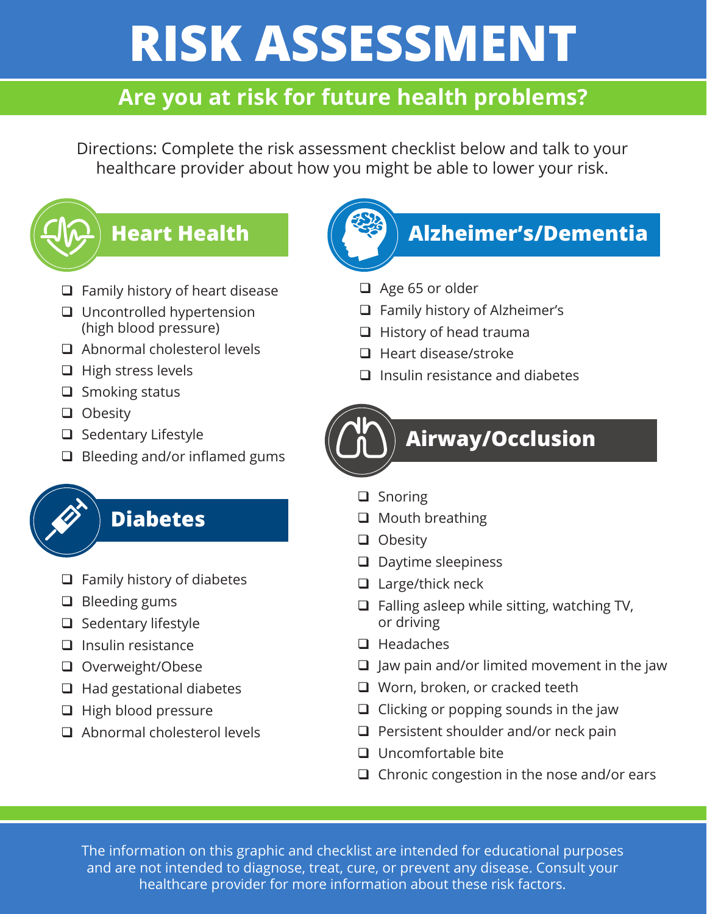# RISK ASSESSMENT

## Are you at risk for future health problems?

Directions: Complete the risk assessment checklist below and talk to your healthcare provider about how you might be able to lower your risk.

### Heart Health

- ❑ Family history of heart disease
- ❑ Uncontrolled hypertension (high blood pressure)
- ❑ Abnormal cholesterol levels
- ❑ High stress levels
- ❑ Smoking status
- ❑ Obesity
- ❑ Sedentary Lifestyle
- ❑ Bleeding and/or inflamed gums

### Diabetes

- ❑ Family history of diabetes
- ❑ Bleeding gums
- ❑ Sedentary lifestyle
- ❑ Insulin resistance
- ❑ Overweight/Obese
- ❑ Had gestational diabetes
- ❑ High blood pressure
- ❑ Abnormal cholesterol levels

### Alzheimer's/Dementia

- ❑ Age 65 or older
- ❑ Family history of Alzheimer's
- ❑ History of head trauma
- ❑ Heart disease/stroke
- ❑ Insulin resistance and diabetes

### Airway/Occlusion

- ❑ Snoring
- ❑ Mouth breathing
- ❑ Obesity
- ❑ Daytime sleepiness
- ❑ Large/thick neck
- ❑ Falling asleep while sitting, watching TV, or driving
- ❑ Headaches
- ❑ Jaw pain and/or limited movement in the jaw
- ❑ Worn, broken, or cracked teeth
- ❑ Clicking or popping sounds in the jaw
- ❑ Persistent shoulder and/or neck pain
- ❑ Uncomfortable bite
- ❑ Chronic congestion in the nose and/or ears

The information on this graphic and checklist are intended for educational purposes and are not intended to diagnose, treat, cure, or prevent any disease. Consult your healthcare provider for more information about these risk factors.